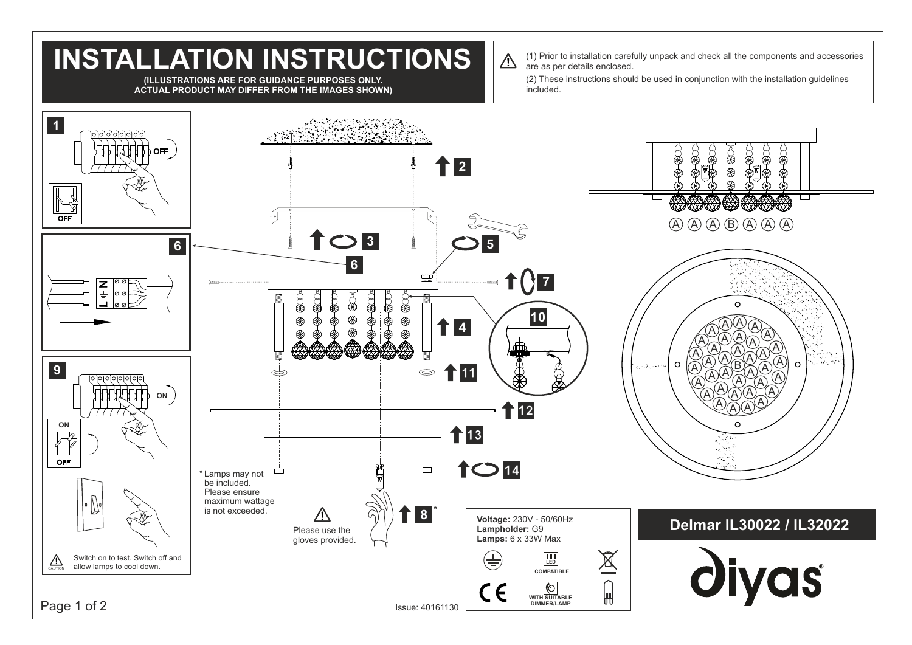# INSTALLATION INSTRUCTIONS

**(ILLUSTRATIONS ARE FOR GUIDANCE PURPOSES ONLY. ACTUAL PRODUCT MAY DIFFER FROM THE IMAGES SHOWN)**

⚠ (1) Prior to installation carefully unpack and check all the components and accessories are as per details enclosed.

(2) These instructions should be used in conjunction with the installation guidelines included.

1 OFF

OFF

6

N ⏚ L

9 ON

ON OFF

⚠ CAUTION Switch on to test. Switch off and allow lamps to cool down.

2

3

5

6

7

4

10

11

12

13

14

8*

*Lamps may not be included. Please ensure maximum wattage is not exceeded.

⚠ Please use the gloves provided.

A A A B A A A

**Voltage:** 230V - 50/60Hz
**Lampholder:** G9
**Lamps:** 6 x 33W Max

LED COMPATIBLE

WITH SUITABLE DIMMER/LAMP

CE

## Delmar IL30022 / IL32022

diyas®

Issue: 40161130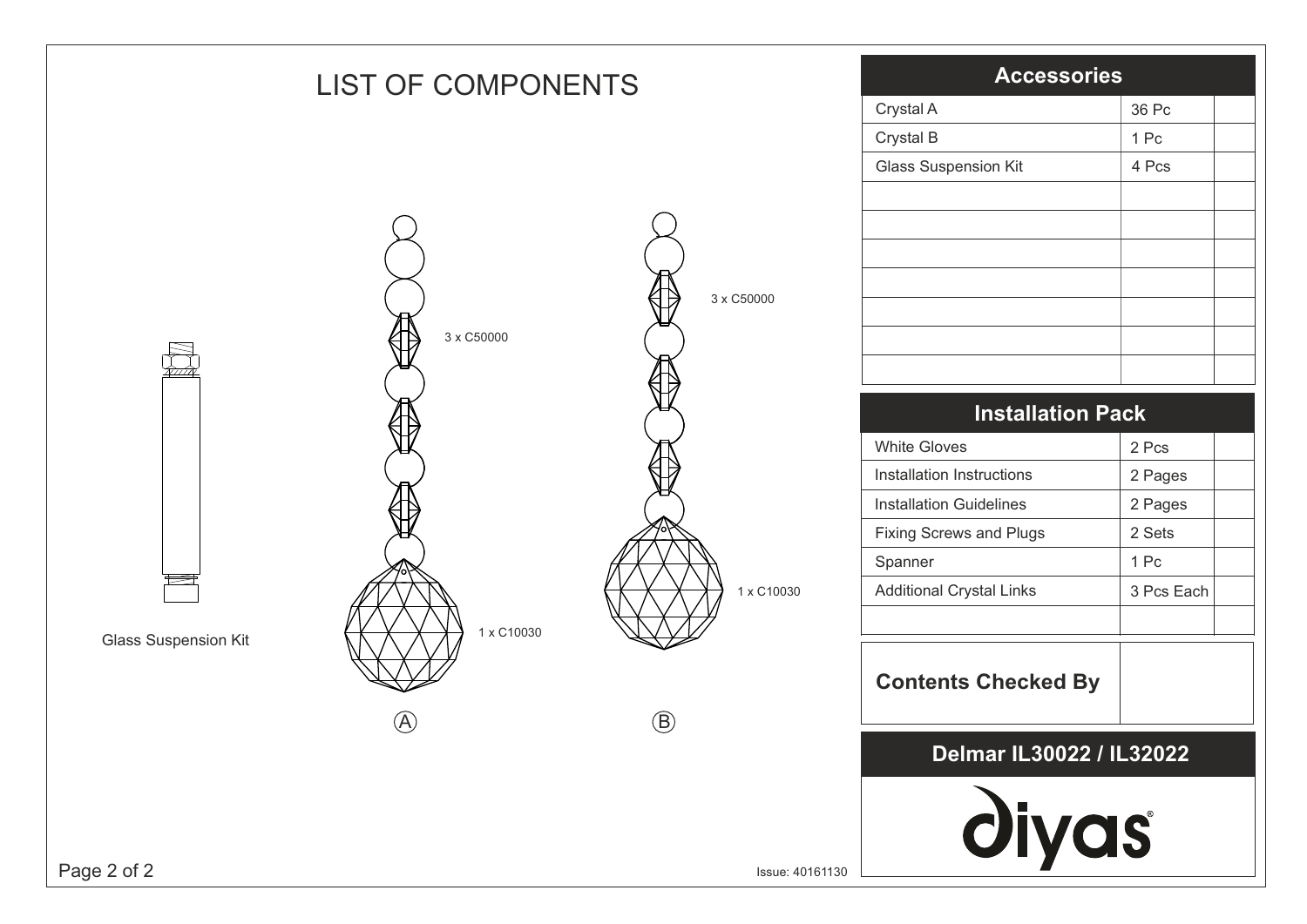# LIST OF COMPONENTS

Glass Suspension Kit

3 x C50000

1 x C10030

Ⓐ

3 x C50000

1 x C10030

Ⓑ

| Accessories | | |
|---|---|---|
| Crystal A | 36 Pc | |
| Crystal B | 1 Pc | |
| Glass Suspension Kit | 4 Pcs | |
| | | |
| | | |
| | | |
| | | |
| | | |
| | | |
| | | |

| Installation Pack | | |
|---|---|---|
| White Gloves | 2 Pcs | |
| Installation Instructions | 2 Pages | |
| Installation Guidelines | 2 Pages | |
| Fixing Screws and Plugs | 2 Sets | |
| Spanner | 1 Pc | |
| Additional Crystal Links | 3 Pcs Each | |
| | | |

| | |
|---|---|
| **Contents Checked By** | |

**Delmar IL30022 / IL32022**

diyas®

Issue: 40161130